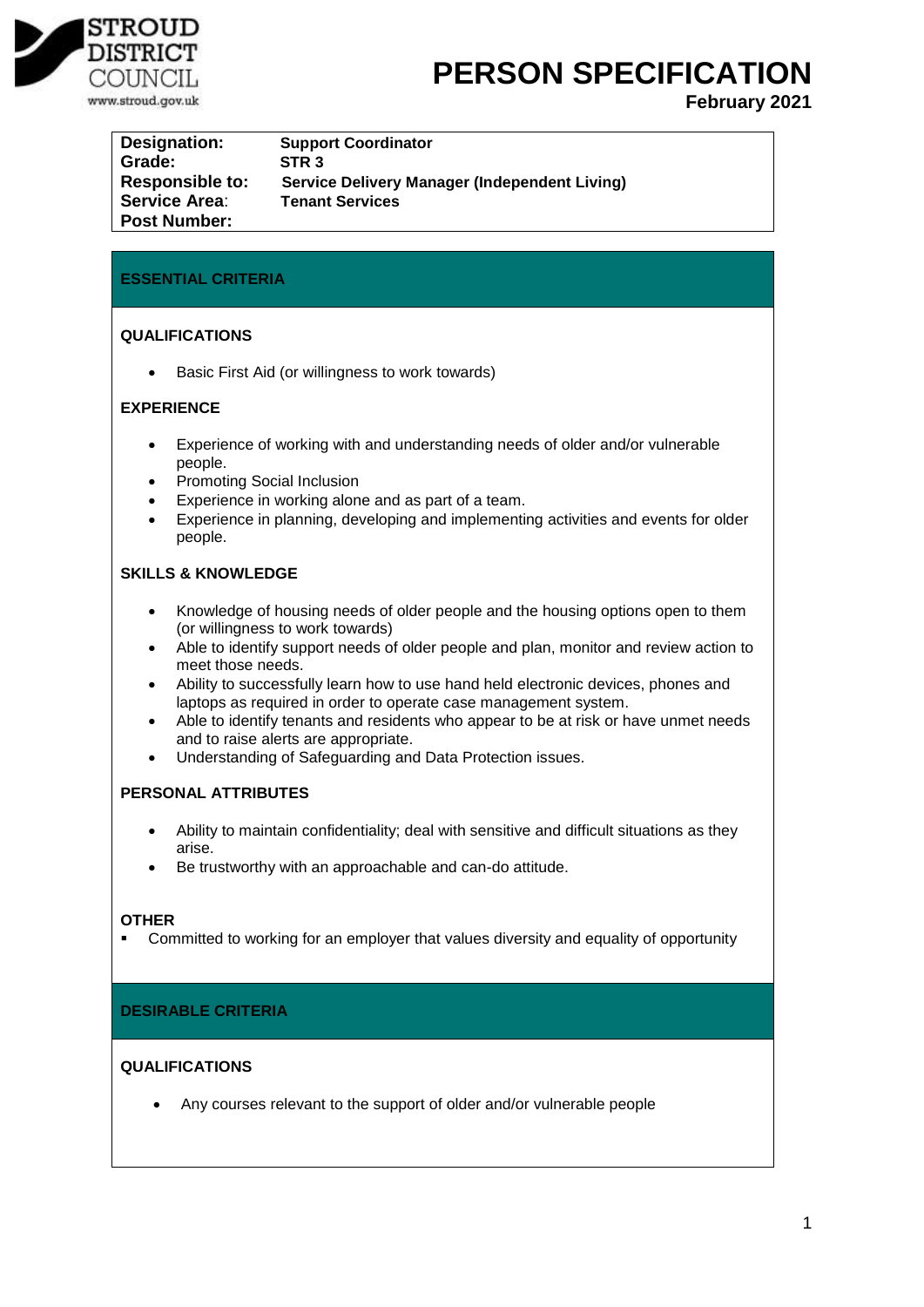STROUD DISTRICT COUNCIL
www.stroud.gov.uk

# PERSON SPECIFICATION

**February 2021**

| | |
|---|---|
| **Designation:** | **Support Coordinator** |
| **Grade:** | **STR 3** |
| **Responsible to:** | **Service Delivery Manager (Independent Living)** |
| **Service Area:** | **Tenant Services** |
| **Post Number:** | |

## ESSENTIAL CRITERIA

### QUALIFICATIONS

- Basic First Aid (or willingness to work towards)

### EXPERIENCE

- Experience of working with and understanding needs of older and/or vulnerable people.
- Promoting Social Inclusion
- Experience in working alone and as part of a team.
- Experience in planning, developing and implementing activities and events for older people.

### SKILLS & KNOWLEDGE

- Knowledge of housing needs of older people and the housing options open to them (or willingness to work towards)
- Able to identify support needs of older people and plan, monitor and review action to meet those needs.
- Ability to successfully learn how to use hand held electronic devices, phones and laptops as required in order to operate case management system.
- Able to identify tenants and residents who appear to be at risk or have unmet needs and to raise alerts are appropriate.
- Understanding of Safeguarding and Data Protection issues.

### PERSONAL ATTRIBUTES

- Ability to maintain confidentiality; deal with sensitive and difficult situations as they arise.
- Be trustworthy with an approachable and can-do attitude.

### OTHER

- Committed to working for an employer that values diversity and equality of opportunity

## DESIRABLE CRITERIA

### QUALIFICATIONS

- Any courses relevant to the support of older and/or vulnerable people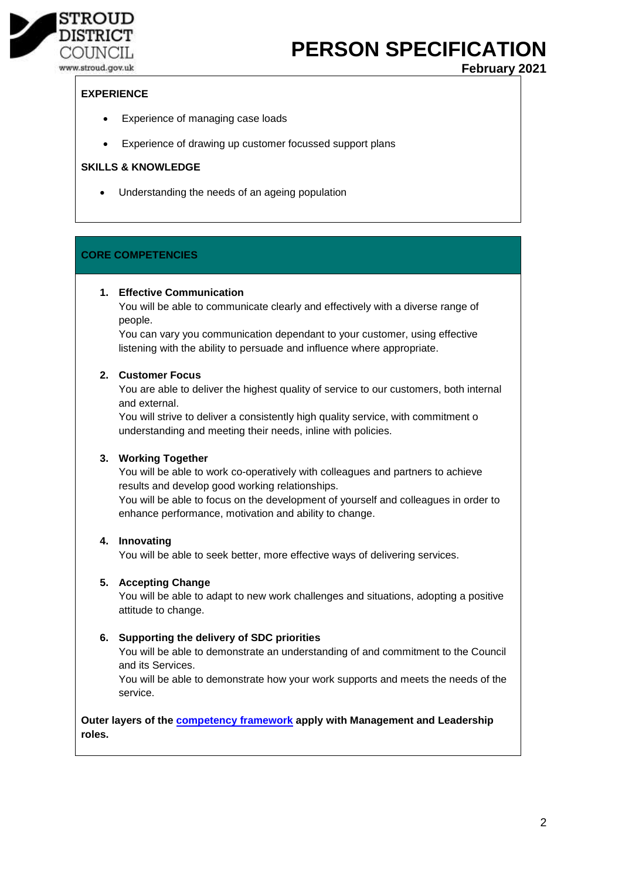# PERSON SPECIFICATION

**February 2021**

**EXPERIENCE**

- Experience of managing case loads
- Experience of drawing up customer focussed support plans

**SKILLS & KNOWLEDGE**

- Understanding the needs of an ageing population

**CORE COMPETENCIES**

1. **Effective Communication**
   You will be able to communicate clearly and effectively with a diverse range of people.
   You can vary you communication dependant to your customer, using effective listening with the ability to persuade and influence where appropriate.

2. **Customer Focus**
   You are able to deliver the highest quality of service to our customers, both internal and external.
   You will strive to deliver a consistently high quality service, with commitment o understanding and meeting their needs, inline with policies.

3. **Working Together**
   You will be able to work co-operatively with colleagues and partners to achieve results and develop good working relationships.
   You will be able to focus on the development of yourself and colleagues in order to enhance performance, motivation and ability to change.

4. **Innovating**
   You will be able to seek better, more effective ways of delivering services.

5. **Accepting Change**
   You will be able to adapt to new work challenges and situations, adopting a positive attitude to change.

6. **Supporting the delivery of SDC priorities**
   You will be able to demonstrate an understanding of and commitment to the Council and its Services.
   You will be able to demonstrate how your work supports and meets the needs of the service.

**Outer layers of the competency framework apply with Management and Leadership roles.**